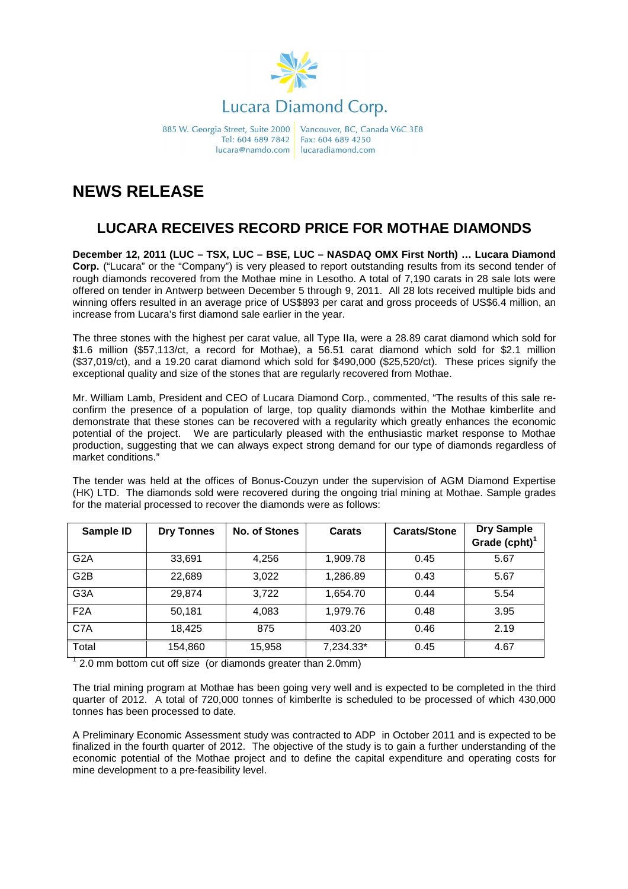Lucara Diamond Corp.

885 W. Georgia Street, Suite 2000
Tel: 604 689 7842
lucara@namdo.com

Vancouver, BC, Canada V6C 3E8
Fax: 604 689 4250
lucaradiamond.com

# NEWS RELEASE

## LUCARA RECEIVES RECORD PRICE FOR MOTHAE DIAMONDS

**December 12, 2011 (LUC – TSX, LUC – BSE, LUC – NASDAQ OMX First North) … Lucara Diamond Corp.** ("Lucara" or the "Company") is very pleased to report outstanding results from its second tender of rough diamonds recovered from the Mothae mine in Lesotho. A total of 7,190 carats in 28 sale lots were offered on tender in Antwerp between December 5 through 9, 2011. All 28 lots received multiple bids and winning offers resulted in an average price of US$893 per carat and gross proceeds of US$6.4 million, an increase from Lucara's first diamond sale earlier in the year.

The three stones with the highest per carat value, all Type IIa, were a 28.89 carat diamond which sold for $1.6 million ($57,113/ct, a record for Mothae), a 56.51 carat diamond which sold for $2.1 million ($37,019/ct), and a 19.20 carat diamond which sold for $490,000 ($25,520/ct). These prices signify the exceptional quality and size of the stones that are regularly recovered from Mothae.

Mr. William Lamb, President and CEO of Lucara Diamond Corp., commented, "The results of this sale re-confirm the presence of a population of large, top quality diamonds within the Mothae kimberlite and demonstrate that these stones can be recovered with a regularity which greatly enhances the economic potential of the project. We are particularly pleased with the enthusiastic market response to Mothae production, suggesting that we can always expect strong demand for our type of diamonds regardless of market conditions."

The tender was held at the offices of Bonus-Couzyn under the supervision of AGM Diamond Expertise (HK) LTD. The diamonds sold were recovered during the ongoing trial mining at Mothae. Sample grades for the material processed to recover the diamonds were as follows:

| Sample ID | Dry Tonnes | No. of Stones | Carats | Carats/Stone | Dry Sample Grade (cpht)[1] |
|---|---|---|---|---|---|
| G2A | 33,691 | 4,256 | 1,909.78 | 0.45 | 5.67 |
| G2B | 22,689 | 3,022 | 1,286.89 | 0.43 | 5.67 |
| G3A | 29,874 | 3,722 | 1,654.70 | 0.44 | 5.54 |
| F2A | 50,181 | 4,083 | 1,979.76 | 0.48 | 3.95 |
| C7A | 18,425 | 875 | 403.20 | 0.46 | 2.19 |
| Total | 154,860 | 15,958 | 7,234.33* | 0.45 | 4.67 |

[1] 2.0 mm bottom cut off size (or diamonds greater than 2.0mm)

The trial mining program at Mothae has been going very well and is expected to be completed in the third quarter of 2012. A total of 720,000 tonnes of kimberlte is scheduled to be processed of which 430,000 tonnes has been processed to date.

A Preliminary Economic Assessment study was contracted to ADP in October 2011 and is expected to be finalized in the fourth quarter of 2012. The objective of the study is to gain a further understanding of the economic potential of the Mothae project and to define the capital expenditure and operating costs for mine development to a pre-feasibility level.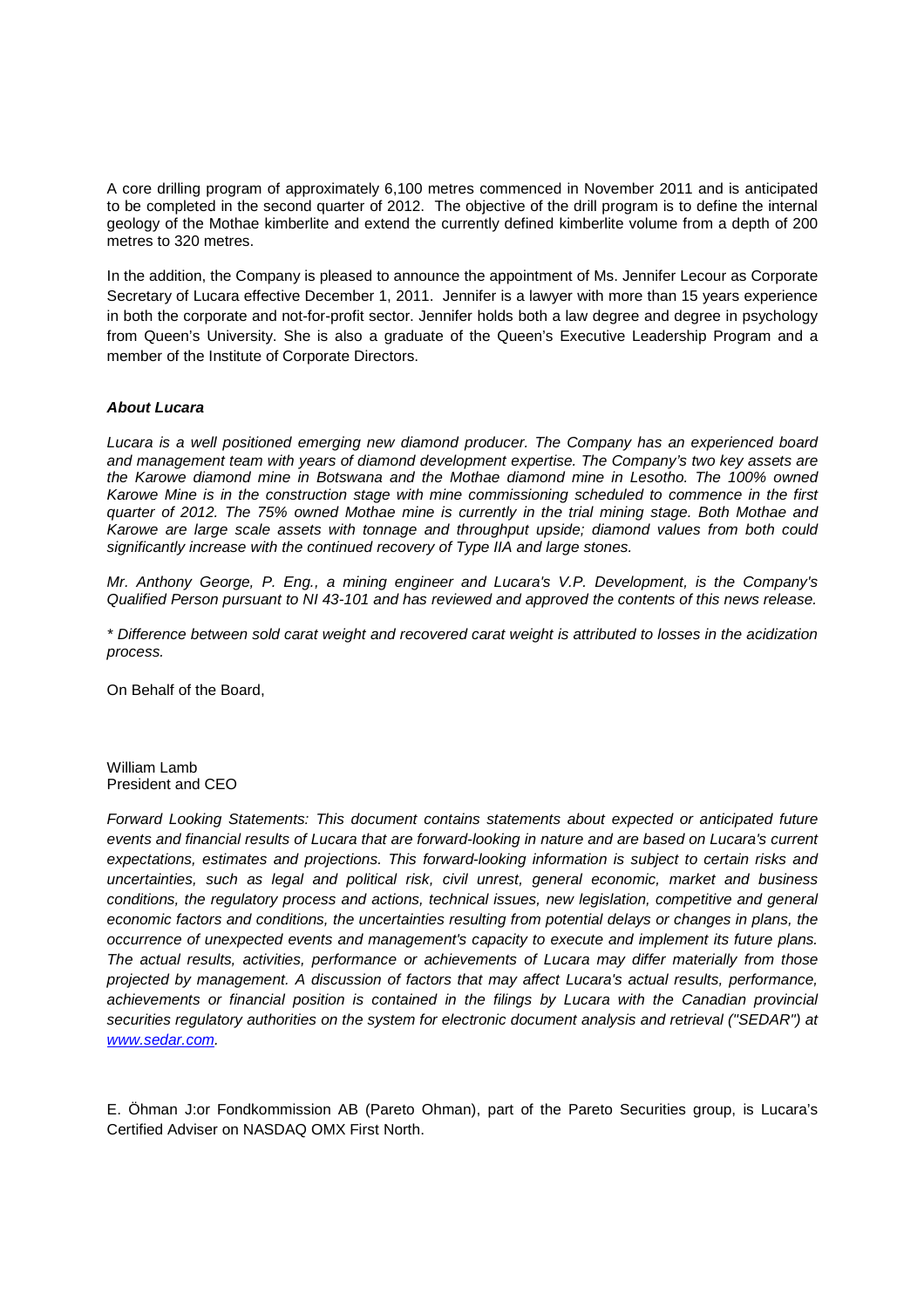A core drilling program of approximately 6,100 metres commenced in November 2011 and is anticipated to be completed in the second quarter of 2012. The objective of the drill program is to define the internal geology of the Mothae kimberlite and extend the currently defined kimberlite volume from a depth of 200 metres to 320 metres.

In the addition, the Company is pleased to announce the appointment of Ms. Jennifer Lecour as Corporate Secretary of Lucara effective December 1, 2011. Jennifer is a lawyer with more than 15 years experience in both the corporate and not-for-profit sector. Jennifer holds both a law degree and degree in psychology from Queen's University. She is also a graduate of the Queen's Executive Leadership Program and a member of the Institute of Corporate Directors.

***About Lucara***

*Lucara is a well positioned emerging new diamond producer. The Company has an experienced board and management team with years of diamond development expertise. The Company's two key assets are the Karowe diamond mine in Botswana and the Mothae diamond mine in Lesotho. The 100% owned Karowe Mine is in the construction stage with mine commissioning scheduled to commence in the first quarter of 2012. The 75% owned Mothae mine is currently in the trial mining stage. Both Mothae and Karowe are large scale assets with tonnage and throughput upside; diamond values from both could significantly increase with the continued recovery of Type IIA and large stones.*

*Mr. Anthony George, P. Eng., a mining engineer and Lucara's V.P. Development, is the Company's Qualified Person pursuant to NI 43-101 and has reviewed and approved the contents of this news release.*

*\* Difference between sold carat weight and recovered carat weight is attributed to losses in the acidization process.*

On Behalf of the Board,

William Lamb
President and CEO

*Forward Looking Statements: This document contains statements about expected or anticipated future events and financial results of Lucara that are forward-looking in nature and are based on Lucara's current expectations, estimates and projections. This forward-looking information is subject to certain risks and uncertainties, such as legal and political risk, civil unrest, general economic, market and business conditions, the regulatory process and actions, technical issues, new legislation, competitive and general economic factors and conditions, the uncertainties resulting from potential delays or changes in plans, the occurrence of unexpected events and management's capacity to execute and implement its future plans. The actual results, activities, performance or achievements of Lucara may differ materially from those projected by management. A discussion of factors that may affect Lucara's actual results, performance, achievements or financial position is contained in the filings by Lucara with the Canadian provincial securities regulatory authorities on the system for electronic document analysis and retrieval ("SEDAR") at [www.sedar.com](http://www.sedar.com).*

E. Öhman J:or Fondkommission AB (Pareto Ohman), part of the Pareto Securities group, is Lucara's Certified Adviser on NASDAQ OMX First North.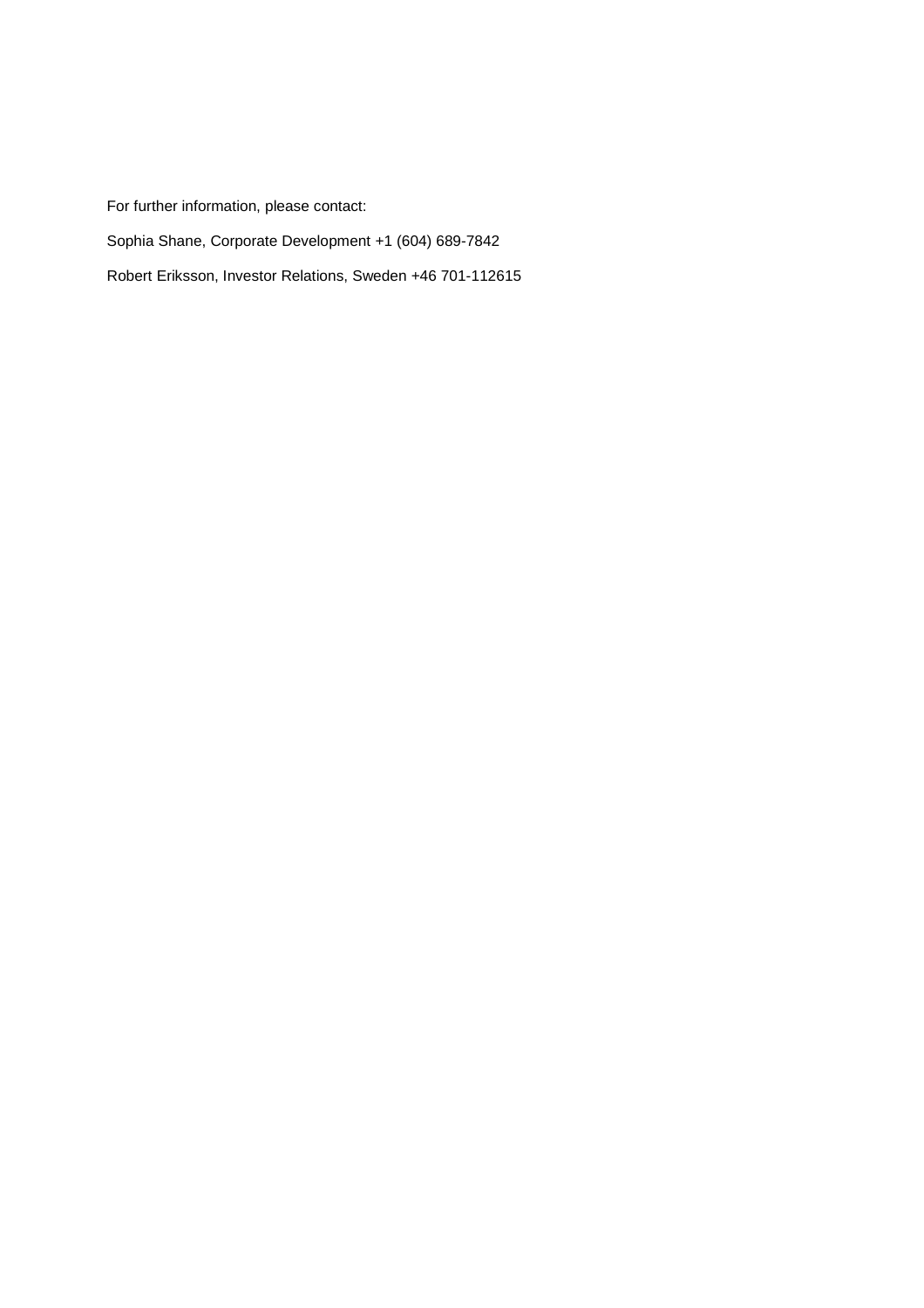For further information, please contact:

Sophia Shane, Corporate Development +1 (604) 689-7842

Robert Eriksson, Investor Relations, Sweden +46 701-112615